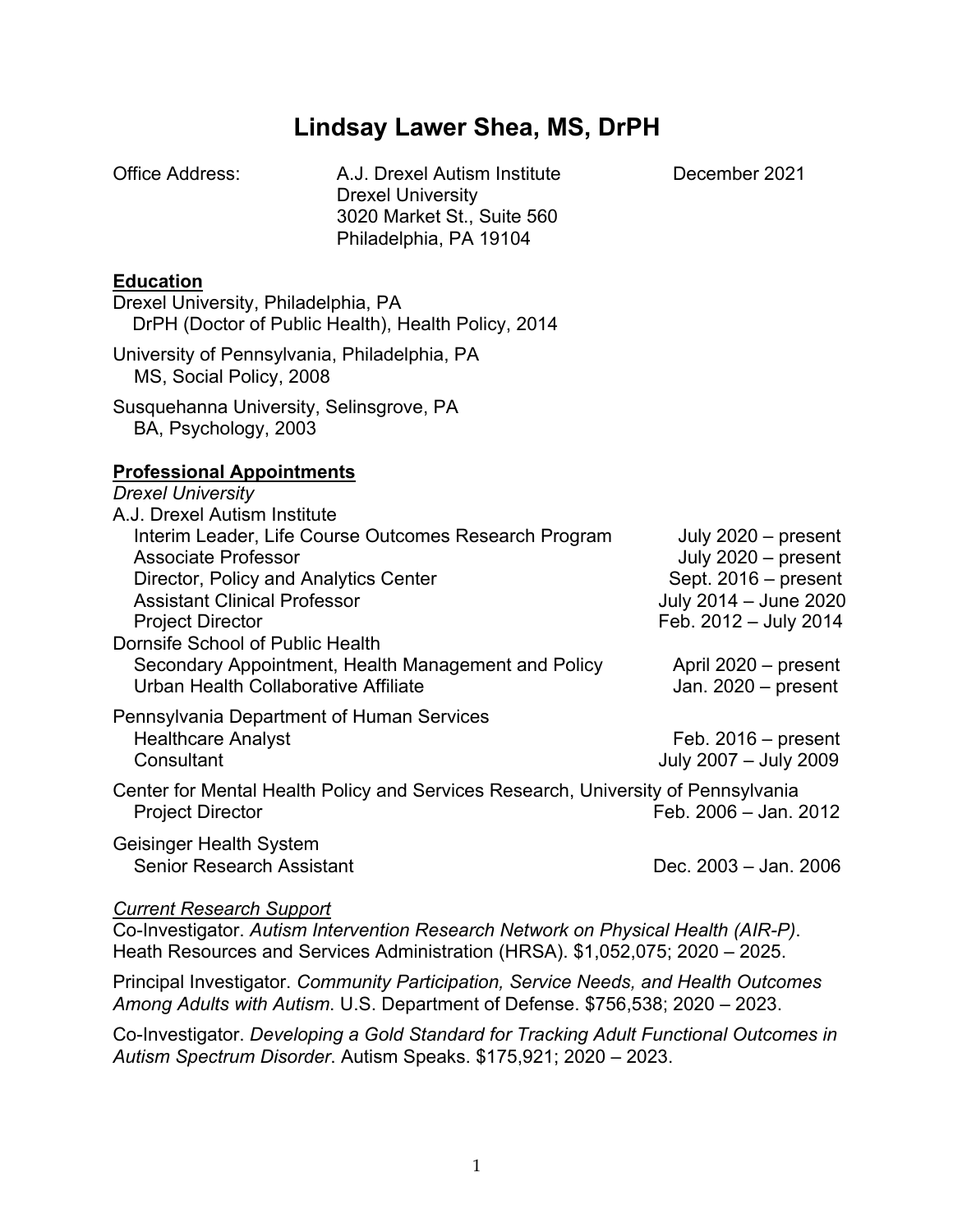# Lindsay Lawer Shea, MS, DrPH

Office Address: A.J. Drexel Autism Institute  
Drexel University  
3020 Market St., Suite 560  
Philadelphia, PA 19104

December 2021

## Education

Drexel University, Philadelphia, PA  
DrPH (Doctor of Public Health), Health Policy, 2014

University of Pennsylvania, Philadelphia, PA  
MS, Social Policy, 2008

Susquehanna University, Selinsgrove, PA  
BA, Psychology, 2003

## Professional Appointments

*Drexel University*

A.J. Drexel Autism Institute

| | |
|---|---|
| Interim Leader, Life Course Outcomes Research Program | July 2020 – present |
| Associate Professor | July 2020 – present |
| Director, Policy and Analytics Center | Sept. 2016 – present |
| Assistant Clinical Professor | July 2014 – June 2020 |
| Project Director | Feb. 2012 – July 2014 |

Dornsife School of Public Health

| | |
|---|---|
| Secondary Appointment, Health Management and Policy | April 2020 – present |
| Urban Health Collaborative Affiliate | Jan. 2020 – present |

Pennsylvania Department of Human Services

| | |
|---|---|
| Healthcare Analyst | Feb. 2016 – present |
| Consultant | July 2007 – July 2009 |

Center for Mental Health Policy and Services Research, University of Pennsylvania

| | |
|---|---|
| Project Director | Feb. 2006 – Jan. 2012 |

Geisinger Health System

| | |
|---|---|
| Senior Research Assistant | Dec. 2003 – Jan. 2006 |

### *Current Research Support*

Co-Investigator. *Autism Intervention Research Network on Physical Health (AIR-P)*. Heath Resources and Services Administration (HRSA). $1,052,075; 2020 – 2025.

Principal Investigator. *Community Participation, Service Needs, and Health Outcomes Among Adults with Autism*. U.S. Department of Defense. $756,538; 2020 – 2023.

Co-Investigator. *Developing a Gold Standard for Tracking Adult Functional Outcomes in Autism Spectrum Disorder*. Autism Speaks. $175,921; 2020 – 2023.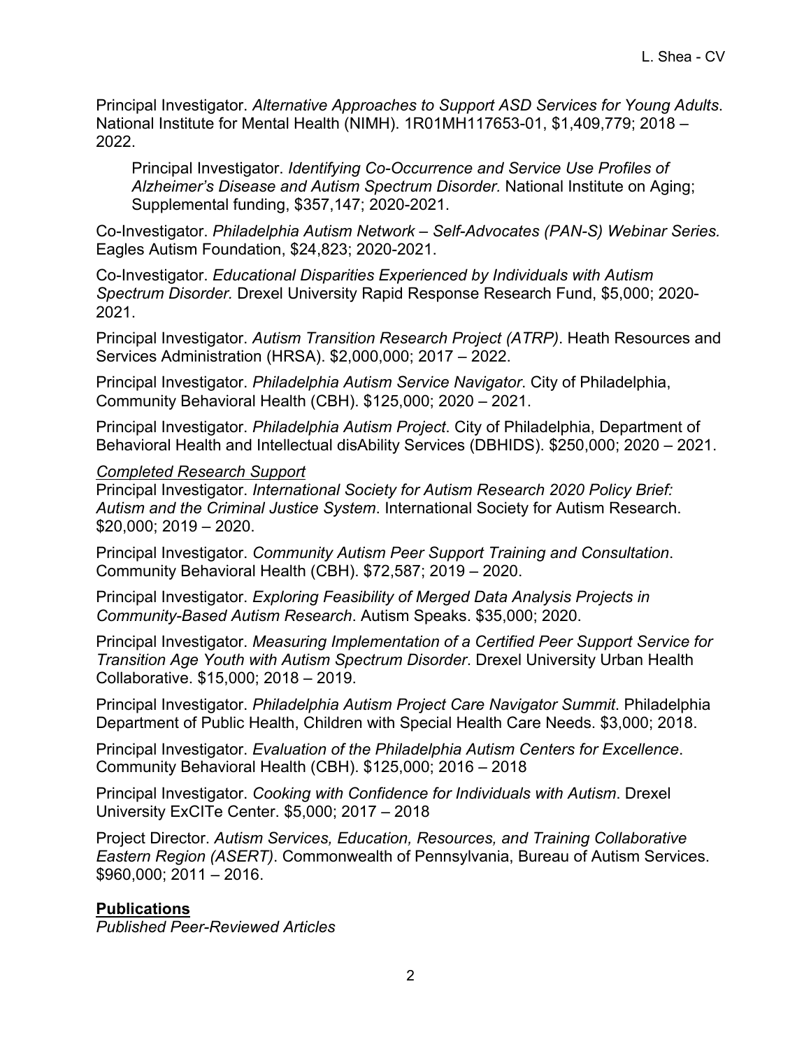Principal Investigator. *Alternative Approaches to Support ASD Services for Young Adults*. National Institute for Mental Health (NIMH). 1R01MH117653-01, $1,409,779; 2018 – 2022.

> Principal Investigator. *Identifying Co-Occurrence and Service Use Profiles of Alzheimer's Disease and Autism Spectrum Disorder.* National Institute on Aging; Supplemental funding, $357,147; 2020-2021.

Co-Investigator. *Philadelphia Autism Network – Self-Advocates (PAN-S) Webinar Series.* Eagles Autism Foundation, $24,823; 2020-2021.

Co-Investigator. *Educational Disparities Experienced by Individuals with Autism Spectrum Disorder.* Drexel University Rapid Response Research Fund, $5,000; 2020-2021.

Principal Investigator. *Autism Transition Research Project (ATRP)*. Heath Resources and Services Administration (HRSA). $2,000,000; 2017 – 2022.

Principal Investigator. *Philadelphia Autism Service Navigator*. City of Philadelphia, Community Behavioral Health (CBH). $125,000; 2020 – 2021.

Principal Investigator. *Philadelphia Autism Project*. City of Philadelphia, Department of Behavioral Health and Intellectual disAbility Services (DBHIDS). $250,000; 2020 – 2021.

*Completed Research Support*

Principal Investigator. *International Society for Autism Research 2020 Policy Brief: Autism and the Criminal Justice System*. International Society for Autism Research. $20,000; 2019 – 2020.

Principal Investigator. *Community Autism Peer Support Training and Consultation*. Community Behavioral Health (CBH). $72,587; 2019 – 2020.

Principal Investigator. *Exploring Feasibility of Merged Data Analysis Projects in Community-Based Autism Research*. Autism Speaks. $35,000; 2020.

Principal Investigator. *Measuring Implementation of a Certified Peer Support Service for Transition Age Youth with Autism Spectrum Disorder*. Drexel University Urban Health Collaborative. $15,000; 2018 – 2019.

Principal Investigator. *Philadelphia Autism Project Care Navigator Summit*. Philadelphia Department of Public Health, Children with Special Health Care Needs. $3,000; 2018.

Principal Investigator. *Evaluation of the Philadelphia Autism Centers for Excellence*. Community Behavioral Health (CBH). $125,000; 2016 – 2018

Principal Investigator. *Cooking with Confidence for Individuals with Autism*. Drexel University ExCITe Center. $5,000; 2017 – 2018

Project Director. *Autism Services, Education, Resources, and Training Collaborative Eastern Region (ASERT)*. Commonwealth of Pennsylvania, Bureau of Autism Services. $960,000; 2011 – 2016.

## Publications

*Published Peer-Reviewed Articles*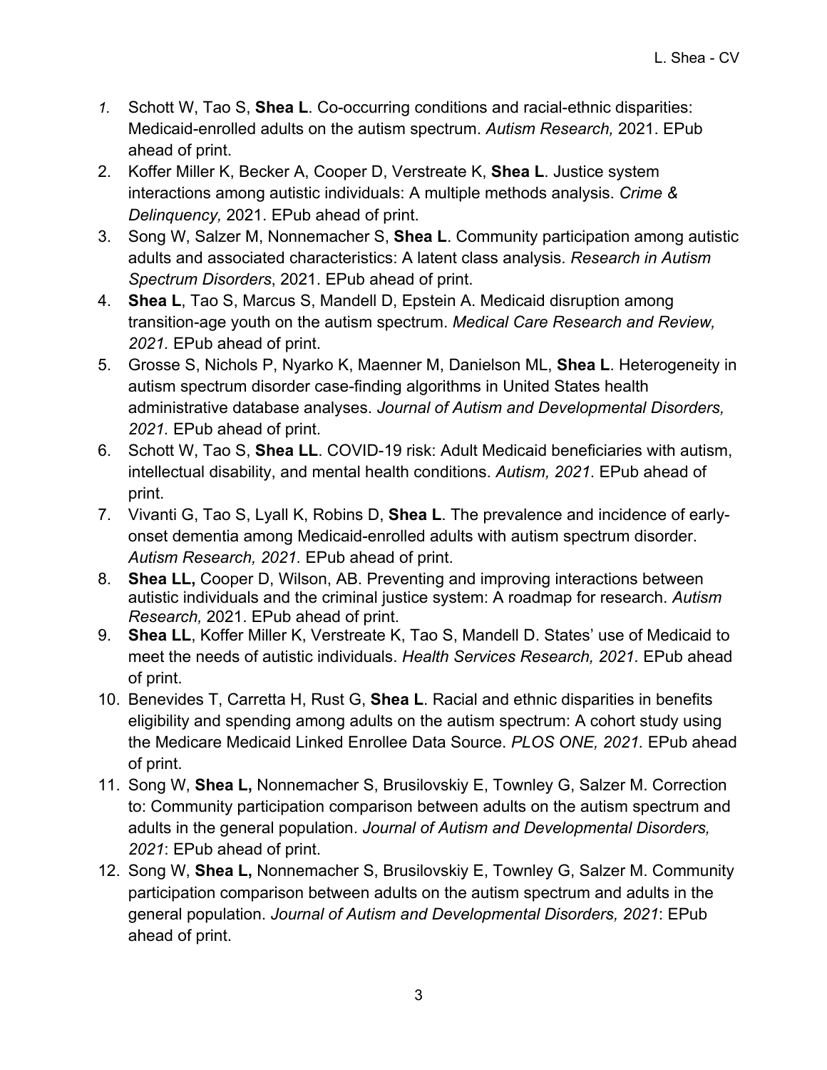1. Schott W, Tao S, **Shea L**. Co-occurring conditions and racial-ethnic disparities: Medicaid-enrolled adults on the autism spectrum. *Autism Research,* 2021. EPub ahead of print.
2. Koffer Miller K, Becker A, Cooper D, Verstreate K, **Shea L**. Justice system interactions among autistic individuals: A multiple methods analysis. *Crime & Delinquency,* 2021. EPub ahead of print.
3. Song W, Salzer M, Nonnemacher S, **Shea L**. Community participation among autistic adults and associated characteristics: A latent class analysis. *Research in Autism Spectrum Disorders*, 2021. EPub ahead of print.
4. **Shea L**, Tao S, Marcus S, Mandell D, Epstein A. Medicaid disruption among transition-age youth on the autism spectrum. *Medical Care Research and Review, 2021.* EPub ahead of print.
5. Grosse S, Nichols P, Nyarko K, Maenner M, Danielson ML, **Shea L**. Heterogeneity in autism spectrum disorder case-finding algorithms in United States health administrative database analyses. *Journal of Autism and Developmental Disorders, 2021.* EPub ahead of print.
6. Schott W, Tao S, **Shea LL**. COVID-19 risk: Adult Medicaid beneficiaries with autism, intellectual disability, and mental health conditions. *Autism, 2021.* EPub ahead of print.
7. Vivanti G, Tao S, Lyall K, Robins D, **Shea L**. The prevalence and incidence of early-onset dementia among Medicaid-enrolled adults with autism spectrum disorder. *Autism Research, 2021.* EPub ahead of print.
8. **Shea LL,** Cooper D, Wilson, AB. Preventing and improving interactions between autistic individuals and the criminal justice system: A roadmap for research. *Autism Research,* 2021. EPub ahead of print.
9. **Shea LL**, Koffer Miller K, Verstreate K, Tao S, Mandell D. States' use of Medicaid to meet the needs of autistic individuals. *Health Services Research, 2021.* EPub ahead of print.
10. Benevides T, Carretta H, Rust G, **Shea L**. Racial and ethnic disparities in benefits eligibility and spending among adults on the autism spectrum: A cohort study using the Medicare Medicaid Linked Enrollee Data Source. *PLOS ONE, 2021.* EPub ahead of print.
11. Song W, **Shea L,** Nonnemacher S, Brusilovskiy E, Townley G, Salzer M. Correction to: Community participation comparison between adults on the autism spectrum and adults in the general population. *Journal of Autism and Developmental Disorders, 2021*: EPub ahead of print.
12. Song W, **Shea L,** Nonnemacher S, Brusilovskiy E, Townley G, Salzer M. Community participation comparison between adults on the autism spectrum and adults in the general population. *Journal of Autism and Developmental Disorders, 2021*: EPub ahead of print.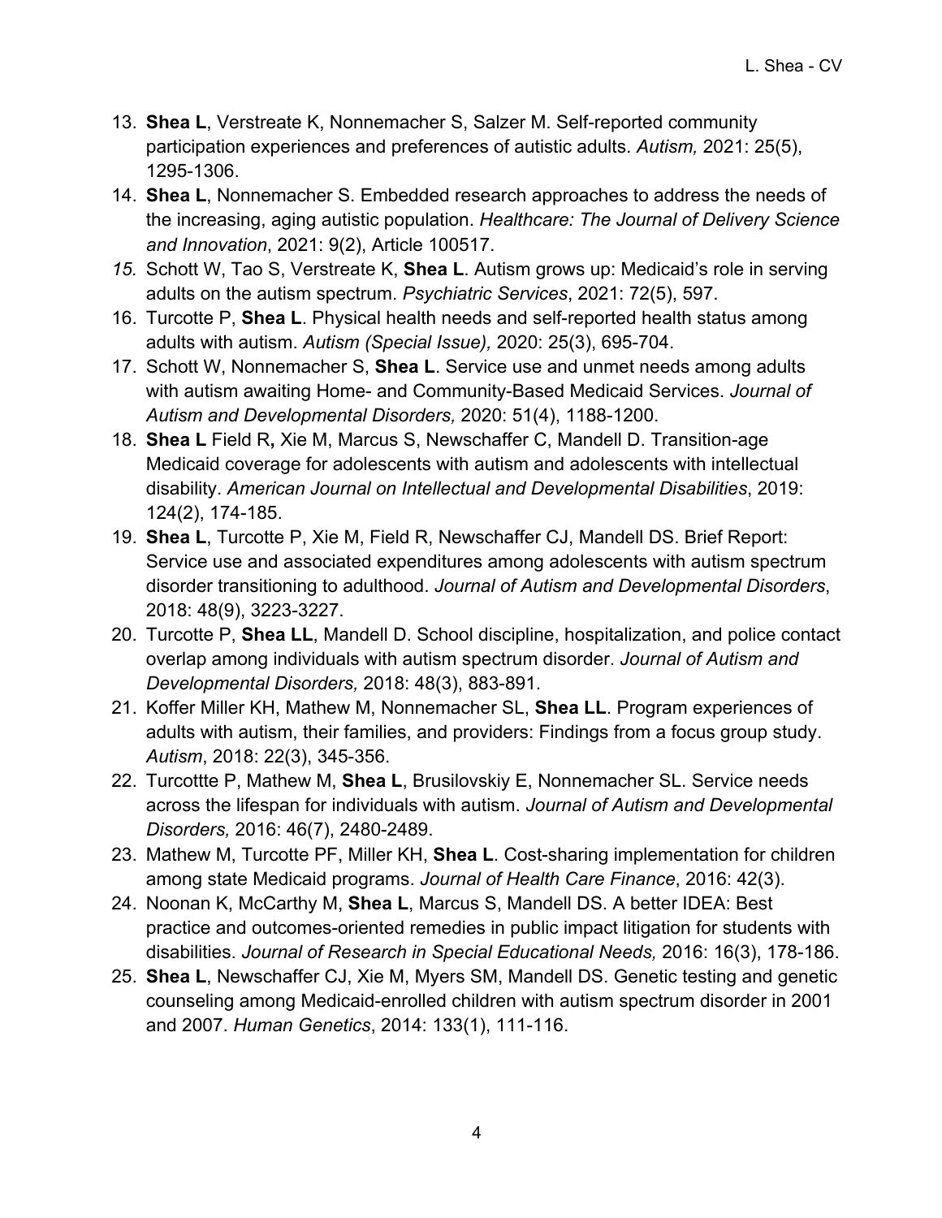13. **Shea L**, Verstreate K, Nonnemacher S, Salzer M. Self-reported community participation experiences and preferences of autistic adults. *Autism,* 2021: 25(5), 1295-1306.
14. **Shea L**, Nonnemacher S. Embedded research approaches to address the needs of the increasing, aging autistic population. *Healthcare: The Journal of Delivery Science and Innovation*, 2021: 9(2), Article 100517.
15. Schott W, Tao S, Verstreate K, **Shea L**. Autism grows up: Medicaid's role in serving adults on the autism spectrum. *Psychiatric Services*, 2021: 72(5), 597.
16. Turcotte P, **Shea L**. Physical health needs and self-reported health status among adults with autism. *Autism (Special Issue),* 2020: 25(3), 695-704.
17. Schott W, Nonnemacher S, **Shea L**. Service use and unmet needs among adults with autism awaiting Home- and Community-Based Medicaid Services. *Journal of Autism and Developmental Disorders,* 2020: 51(4), 1188-1200.
18. **Shea L** Field R**,** Xie M, Marcus S, Newschaffer C, Mandell D. Transition-age Medicaid coverage for adolescents with autism and adolescents with intellectual disability. *American Journal on Intellectual and Developmental Disabilities*, 2019: 124(2), 174-185.
19. **Shea L**, Turcotte P, Xie M, Field R, Newschaffer CJ, Mandell DS. Brief Report: Service use and associated expenditures among adolescents with autism spectrum disorder transitioning to adulthood. *Journal of Autism and Developmental Disorders*, 2018: 48(9), 3223-3227.
20. Turcotte P, **Shea LL**, Mandell D. School discipline, hospitalization, and police contact overlap among individuals with autism spectrum disorder. *Journal of Autism and Developmental Disorders,* 2018: 48(3), 883-891.
21. Koffer Miller KH, Mathew M, Nonnemacher SL, **Shea LL**. Program experiences of adults with autism, their families, and providers: Findings from a focus group study. *Autism*, 2018: 22(3), 345-356.
22. Turcottte P, Mathew M, **Shea L**, Brusilovskiy E, Nonnemacher SL. Service needs across the lifespan for individuals with autism. *Journal of Autism and Developmental Disorders,* 2016: 46(7), 2480-2489.
23. Mathew M, Turcotte PF, Miller KH, **Shea L**. Cost-sharing implementation for children among state Medicaid programs. *Journal of Health Care Finance*, 2016: 42(3).
24. Noonan K, McCarthy M, **Shea L**, Marcus S, Mandell DS. A better IDEA: Best practice and outcomes-oriented remedies in public impact litigation for students with disabilities. *Journal of Research in Special Educational Needs,* 2016: 16(3), 178-186.
25. **Shea L**, Newschaffer CJ, Xie M, Myers SM, Mandell DS. Genetic testing and genetic counseling among Medicaid-enrolled children with autism spectrum disorder in 2001 and 2007. *Human Genetics*, 2014: 133(1), 111-116.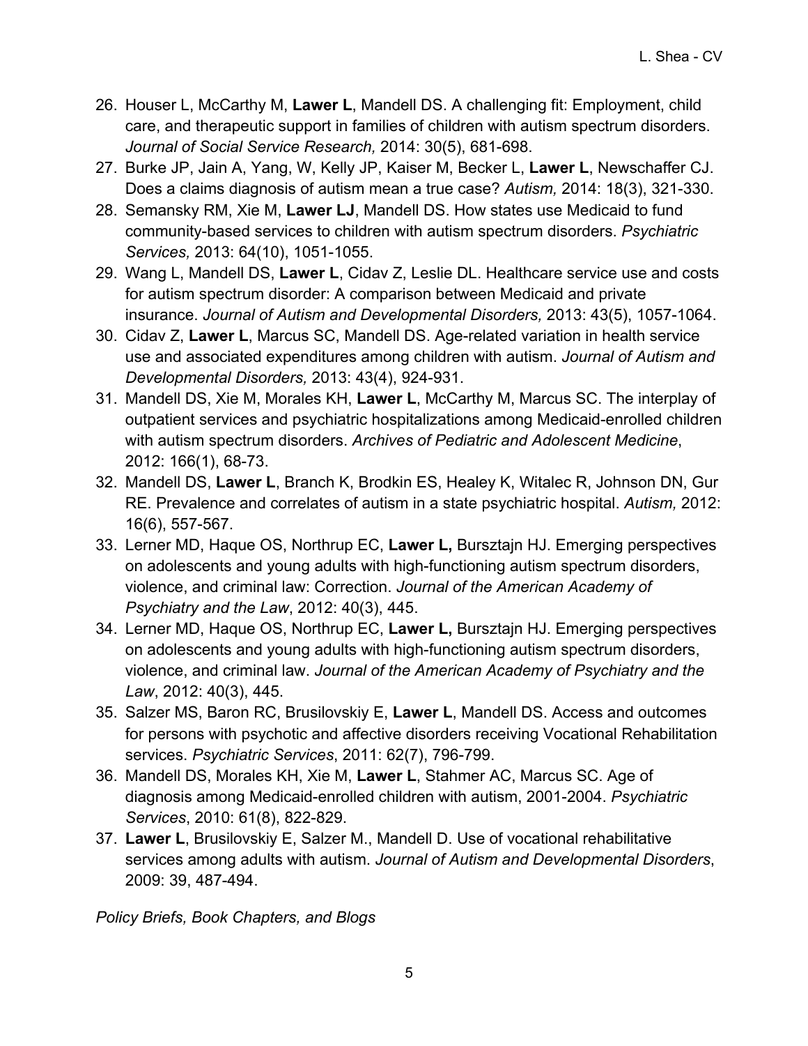26. Houser L, McCarthy M, **Lawer L**, Mandell DS. A challenging fit: Employment, child care, and therapeutic support in families of children with autism spectrum disorders. *Journal of Social Service Research,* 2014: 30(5), 681-698.
27. Burke JP, Jain A, Yang, W, Kelly JP, Kaiser M, Becker L, **Lawer L**, Newschaffer CJ. Does a claims diagnosis of autism mean a true case? *Autism,* 2014: 18(3), 321-330.
28. Semansky RM, Xie M, **Lawer LJ**, Mandell DS. How states use Medicaid to fund community-based services to children with autism spectrum disorders. *Psychiatric Services,* 2013: 64(10), 1051-1055.
29. Wang L, Mandell DS, **Lawer L**, Cidav Z, Leslie DL. Healthcare service use and costs for autism spectrum disorder: A comparison between Medicaid and private insurance. *Journal of Autism and Developmental Disorders,* 2013: 43(5), 1057-1064.
30. Cidav Z, **Lawer L**, Marcus SC, Mandell DS. Age-related variation in health service use and associated expenditures among children with autism. *Journal of Autism and Developmental Disorders,* 2013: 43(4), 924-931.
31. Mandell DS, Xie M, Morales KH, **Lawer L**, McCarthy M, Marcus SC. The interplay of outpatient services and psychiatric hospitalizations among Medicaid-enrolled children with autism spectrum disorders. *Archives of Pediatric and Adolescent Medicine*, 2012: 166(1), 68-73.
32. Mandell DS, **Lawer L**, Branch K, Brodkin ES, Healey K, Witalec R, Johnson DN, Gur RE. Prevalence and correlates of autism in a state psychiatric hospital. *Autism,* 2012: 16(6), 557-567.
33. Lerner MD, Haque OS, Northrup EC, **Lawer L,** Bursztajn HJ. Emerging perspectives on adolescents and young adults with high-functioning autism spectrum disorders, violence, and criminal law: Correction. *Journal of the American Academy of Psychiatry and the Law*, 2012: 40(3), 445.
34. Lerner MD, Haque OS, Northrup EC, **Lawer L,** Bursztajn HJ. Emerging perspectives on adolescents and young adults with high-functioning autism spectrum disorders, violence, and criminal law. *Journal of the American Academy of Psychiatry and the Law*, 2012: 40(3), 445.
35. Salzer MS, Baron RC, Brusilovskiy E, **Lawer L**, Mandell DS. Access and outcomes for persons with psychotic and affective disorders receiving Vocational Rehabilitation services. *Psychiatric Services*, 2011: 62(7), 796-799.
36. Mandell DS, Morales KH, Xie M, **Lawer L**, Stahmer AC, Marcus SC. Age of diagnosis among Medicaid-enrolled children with autism, 2001-2004. *Psychiatric Services*, 2010: 61(8), 822-829.
37. **Lawer L**, Brusilovskiy E, Salzer M., Mandell D. Use of vocational rehabilitative services among adults with autism. *Journal of Autism and Developmental Disorders*, 2009: 39, 487-494.

*Policy Briefs, Book Chapters, and Blogs*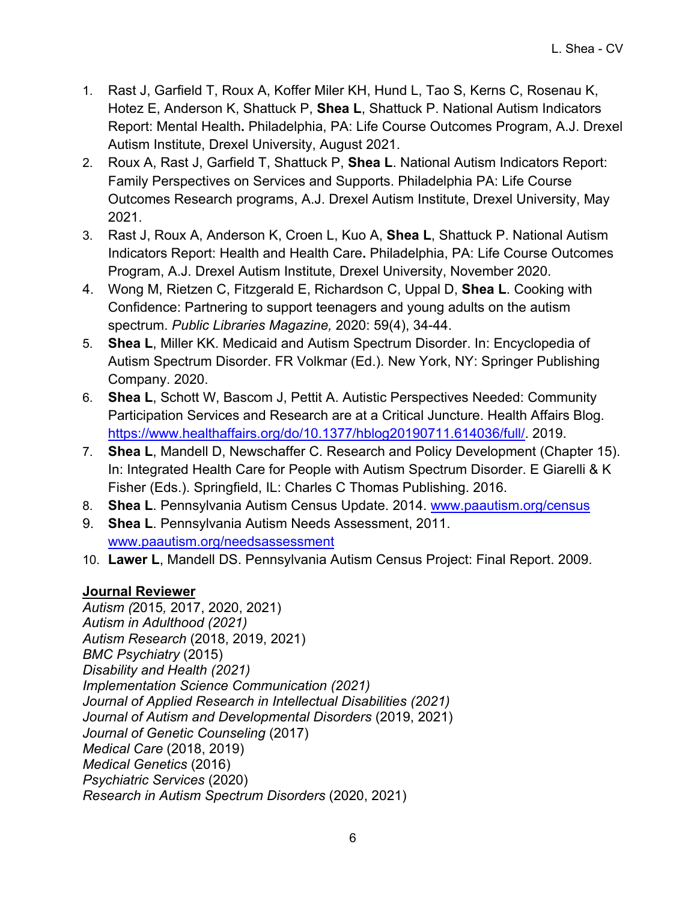1. Rast J, Garfield T, Roux A, Koffer Miler KH, Hund L, Tao S, Kerns C, Rosenau K, Hotez E, Anderson K, Shattuck P, **Shea L**, Shattuck P. National Autism Indicators Report: Mental Health**.** Philadelphia, PA: Life Course Outcomes Program, A.J. Drexel Autism Institute, Drexel University, August 2021.
2. Roux A, Rast J, Garfield T, Shattuck P, **Shea L**. National Autism Indicators Report: Family Perspectives on Services and Supports. Philadelphia PA: Life Course Outcomes Research programs, A.J. Drexel Autism Institute, Drexel University, May 2021.
3. Rast J, Roux A, Anderson K, Croen L, Kuo A, **Shea L**, Shattuck P. National Autism Indicators Report: Health and Health Care**.** Philadelphia, PA: Life Course Outcomes Program, A.J. Drexel Autism Institute, Drexel University, November 2020.
4. Wong M, Rietzen C, Fitzgerald E, Richardson C, Uppal D, **Shea L**. Cooking with Confidence: Partnering to support teenagers and young adults on the autism spectrum. *Public Libraries Magazine,* 2020: 59(4), 34-44.
5. **Shea L**, Miller KK. Medicaid and Autism Spectrum Disorder. In: Encyclopedia of Autism Spectrum Disorder. FR Volkmar (Ed.). New York, NY: Springer Publishing Company. 2020.
6. **Shea L**, Schott W, Bascom J, Pettit A. Autistic Perspectives Needed: Community Participation Services and Research are at a Critical Juncture. Health Affairs Blog. https://www.healthaffairs.org/do/10.1377/hblog20190711.614036/full/. 2019.
7. **Shea L**, Mandell D, Newschaffer C. Research and Policy Development (Chapter 15). In: Integrated Health Care for People with Autism Spectrum Disorder. E Giarelli & K Fisher (Eds.). Springfield, IL: Charles C Thomas Publishing. 2016.
8. **Shea L**. Pennsylvania Autism Census Update. 2014. www.paautism.org/census
9. **Shea L**. Pennsylvania Autism Needs Assessment, 2011. www.paautism.org/needsassessment
10. **Lawer L**, Mandell DS. Pennsylvania Autism Census Project: Final Report. 2009.

**Journal Reviewer**

*Autism (*2015*,* 2017, 2020, 2021)
*Autism in Adulthood (2021)*
*Autism Research* (2018, 2019, 2021)
*BMC Psychiatry* (2015)
*Disability and Health (2021)*
*Implementation Science Communication (2021)*
*Journal of Applied Research in Intellectual Disabilities (2021)*
*Journal of Autism and Developmental Disorders* (2019, 2021)
*Journal of Genetic Counseling* (2017)
*Medical Care* (2018, 2019)
*Medical Genetics* (2016)
*Psychiatric Services* (2020)
*Research in Autism Spectrum Disorders* (2020, 2021)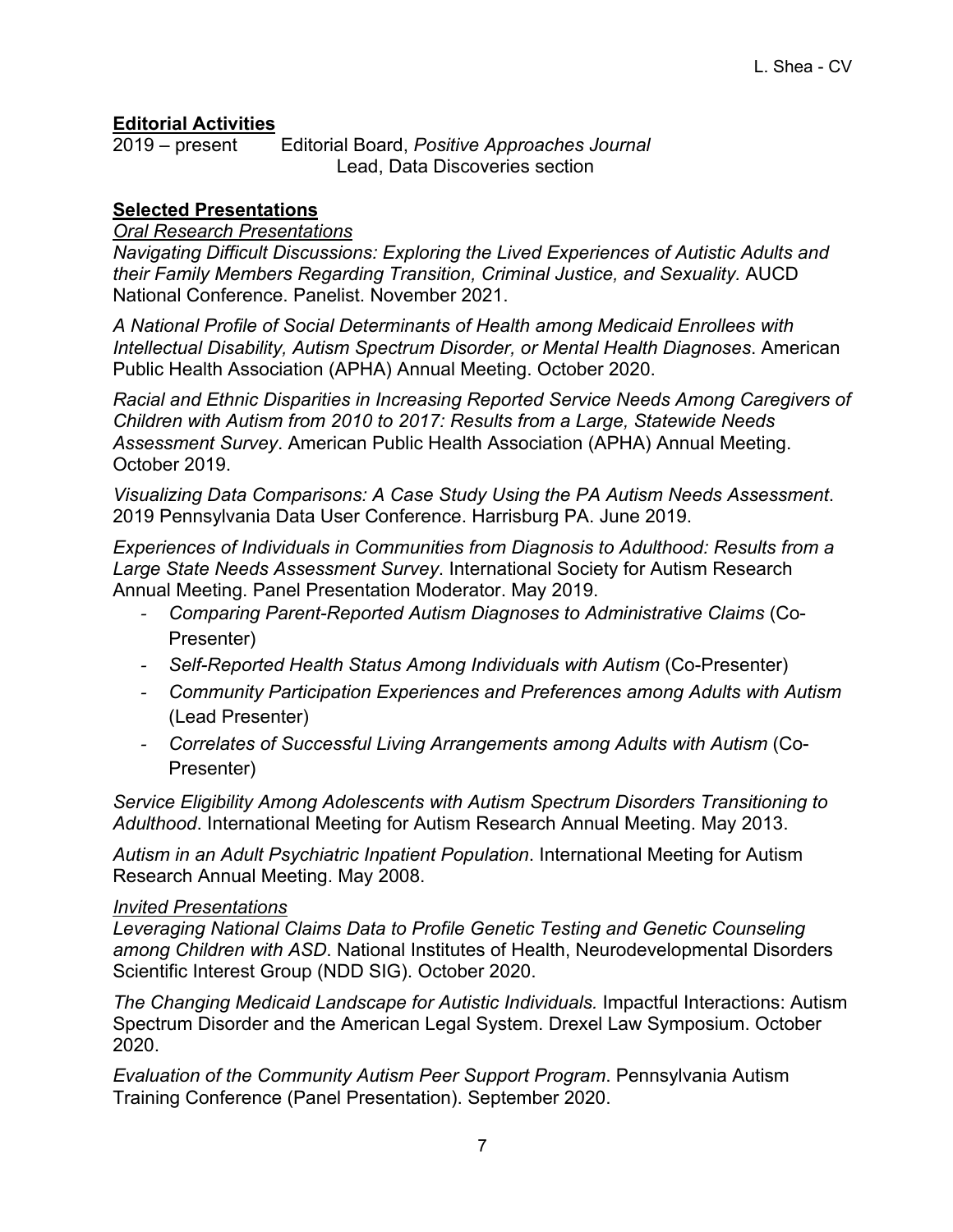## Editorial Activities

2019 – present Editorial Board, *Positive Approaches Journal*
Lead, Data Discoveries section

## Selected Presentations

### *Oral Research Presentations*

*Navigating Difficult Discussions: Exploring the Lived Experiences of Autistic Adults and their Family Members Regarding Transition, Criminal Justice, and Sexuality.* AUCD National Conference. Panelist. November 2021.

*A National Profile of Social Determinants of Health among Medicaid Enrollees with Intellectual Disability, Autism Spectrum Disorder, or Mental Health Diagnoses*. American Public Health Association (APHA) Annual Meeting. October 2020.

*Racial and Ethnic Disparities in Increasing Reported Service Needs Among Caregivers of Children with Autism from 2010 to 2017: Results from a Large, Statewide Needs Assessment Survey*. American Public Health Association (APHA) Annual Meeting. October 2019.

*Visualizing Data Comparisons: A Case Study Using the PA Autism Needs Assessment*. 2019 Pennsylvania Data User Conference. Harrisburg PA. June 2019.

*Experiences of Individuals in Communities from Diagnosis to Adulthood: Results from a Large State Needs Assessment Survey*. International Society for Autism Research Annual Meeting. Panel Presentation Moderator. May 2019.

- *Comparing Parent-Reported Autism Diagnoses to Administrative Claims* (Co-Presenter)
- *Self-Reported Health Status Among Individuals with Autism* (Co-Presenter)
- *Community Participation Experiences and Preferences among Adults with Autism* (Lead Presenter)
- *Correlates of Successful Living Arrangements among Adults with Autism* (Co-Presenter)

*Service Eligibility Among Adolescents with Autism Spectrum Disorders Transitioning to Adulthood*. International Meeting for Autism Research Annual Meeting. May 2013.

*Autism in an Adult Psychiatric Inpatient Population*. International Meeting for Autism Research Annual Meeting. May 2008.

### *Invited Presentations*

*Leveraging National Claims Data to Profile Genetic Testing and Genetic Counseling among Children with ASD*. National Institutes of Health, Neurodevelopmental Disorders Scientific Interest Group (NDD SIG). October 2020.

*The Changing Medicaid Landscape for Autistic Individuals.* Impactful Interactions: Autism Spectrum Disorder and the American Legal System. Drexel Law Symposium. October 2020.

*Evaluation of the Community Autism Peer Support Program*. Pennsylvania Autism Training Conference (Panel Presentation). September 2020.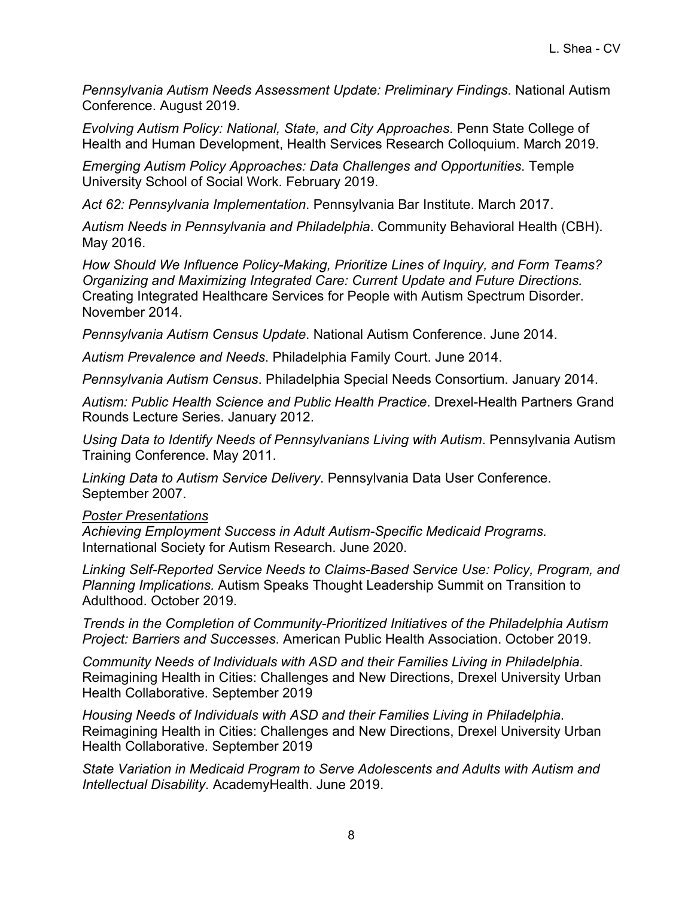*Pennsylvania Autism Needs Assessment Update: Preliminary Findings*. National Autism Conference. August 2019.

*Evolving Autism Policy: National, State, and City Approaches*. Penn State College of Health and Human Development, Health Services Research Colloquium. March 2019.

*Emerging Autism Policy Approaches: Data Challenges and Opportunities*. Temple University School of Social Work. February 2019.

*Act 62: Pennsylvania Implementation*. Pennsylvania Bar Institute. March 2017.

*Autism Needs in Pennsylvania and Philadelphia*. Community Behavioral Health (CBH). May 2016.

*How Should We Influence Policy-Making, Prioritize Lines of Inquiry, and Form Teams? Organizing and Maximizing Integrated Care: Current Update and Future Directions.* Creating Integrated Healthcare Services for People with Autism Spectrum Disorder. November 2014.

*Pennsylvania Autism Census Update*. National Autism Conference. June 2014.

*Autism Prevalence and Needs*. Philadelphia Family Court. June 2014.

*Pennsylvania Autism Census*. Philadelphia Special Needs Consortium. January 2014.

*Autism: Public Health Science and Public Health Practice*. Drexel-Health Partners Grand Rounds Lecture Series. January 2012.

*Using Data to Identify Needs of Pennsylvanians Living with Autism*. Pennsylvania Autism Training Conference. May 2011.

*Linking Data to Autism Service Delivery*. Pennsylvania Data User Conference. September 2007.

<u>*Poster Presentations*</u>

*Achieving Employment Success in Adult Autism-Specific Medicaid Programs.* International Society for Autism Research. June 2020.

*Linking Self-Reported Service Needs to Claims-Based Service Use: Policy, Program, and Planning Implications.* Autism Speaks Thought Leadership Summit on Transition to Adulthood. October 2019.

*Trends in the Completion of Community-Prioritized Initiatives of the Philadelphia Autism Project: Barriers and Successes*. American Public Health Association. October 2019.

*Community Needs of Individuals with ASD and their Families Living in Philadelphia*. Reimagining Health in Cities: Challenges and New Directions, Drexel University Urban Health Collaborative. September 2019

*Housing Needs of Individuals with ASD and their Families Living in Philadelphia*. Reimagining Health in Cities: Challenges and New Directions, Drexel University Urban Health Collaborative. September 2019

*State Variation in Medicaid Program to Serve Adolescents and Adults with Autism and Intellectual Disability*. AcademyHealth. June 2019.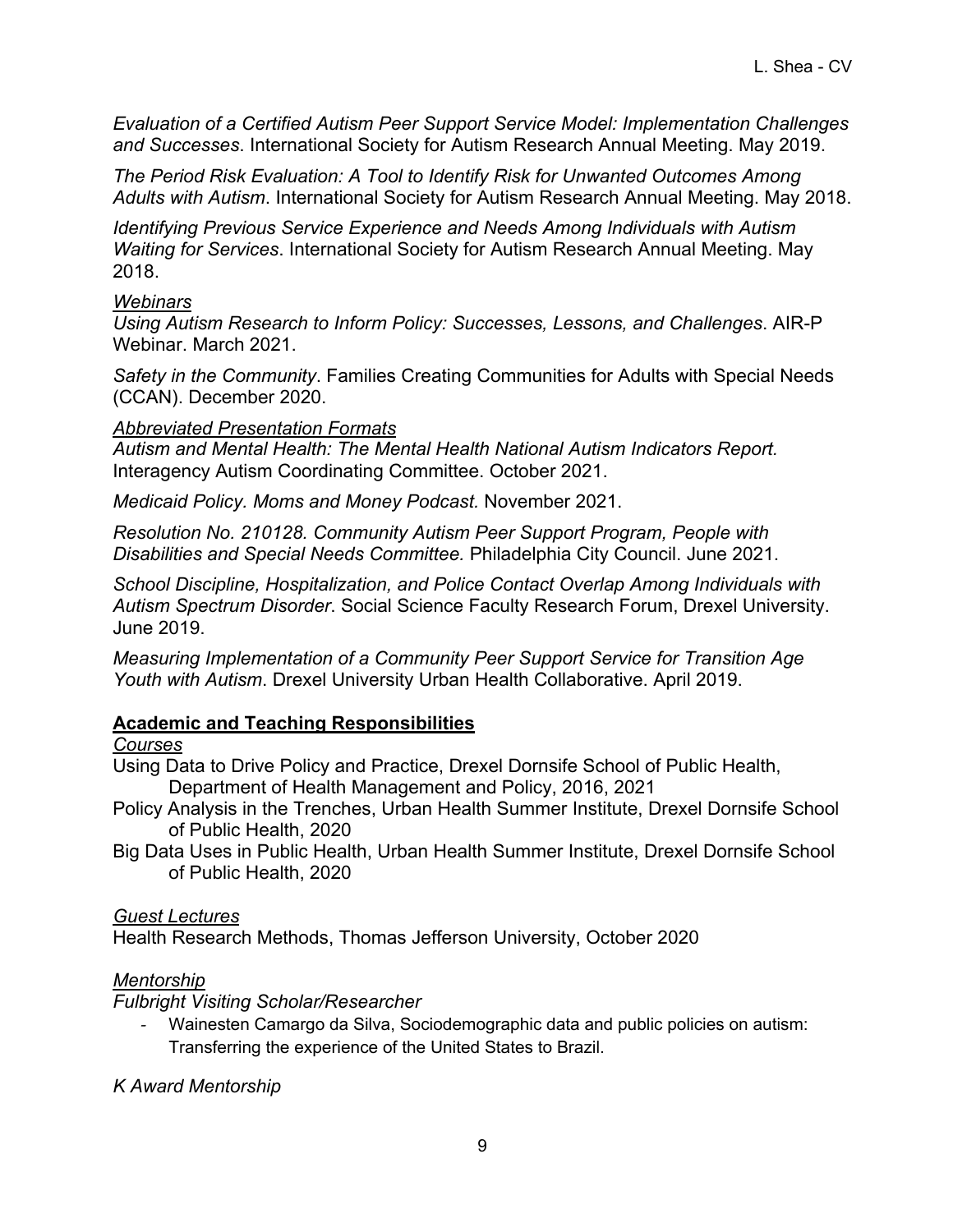*Evaluation of a Certified Autism Peer Support Service Model: Implementation Challenges and Successes*. International Society for Autism Research Annual Meeting. May 2019.

*The Period Risk Evaluation: A Tool to Identify Risk for Unwanted Outcomes Among Adults with Autism*. International Society for Autism Research Annual Meeting. May 2018.

*Identifying Previous Service Experience and Needs Among Individuals with Autism Waiting for Services*. International Society for Autism Research Annual Meeting. May 2018.

*Webinars*

*Using Autism Research to Inform Policy: Successes, Lessons, and Challenges*. AIR-P Webinar. March 2021.

*Safety in the Community*. Families Creating Communities for Adults with Special Needs (CCAN). December 2020.

*Abbreviated Presentation Formats*

*Autism and Mental Health: The Mental Health National Autism Indicators Report.* Interagency Autism Coordinating Committee. October 2021.

*Medicaid Policy. Moms and Money Podcast.* November 2021.

*Resolution No. 210128. Community Autism Peer Support Program, People with Disabilities and Special Needs Committee.* Philadelphia City Council. June 2021.

*School Discipline, Hospitalization, and Police Contact Overlap Among Individuals with Autism Spectrum Disorder*. Social Science Faculty Research Forum, Drexel University. June 2019.

*Measuring Implementation of a Community Peer Support Service for Transition Age Youth with Autism*. Drexel University Urban Health Collaborative. April 2019.

## Academic and Teaching Responsibilities

*Courses*

Using Data to Drive Policy and Practice, Drexel Dornsife School of Public Health, Department of Health Management and Policy, 2016, 2021

Policy Analysis in the Trenches, Urban Health Summer Institute, Drexel Dornsife School of Public Health, 2020

Big Data Uses in Public Health, Urban Health Summer Institute, Drexel Dornsife School of Public Health, 2020

*Guest Lectures*

Health Research Methods, Thomas Jefferson University, October 2020

*Mentorship*

*Fulbright Visiting Scholar/Researcher*

- Wainesten Camargo da Silva, Sociodemographic data and public policies on autism: Transferring the experience of the United States to Brazil.

*K Award Mentorship*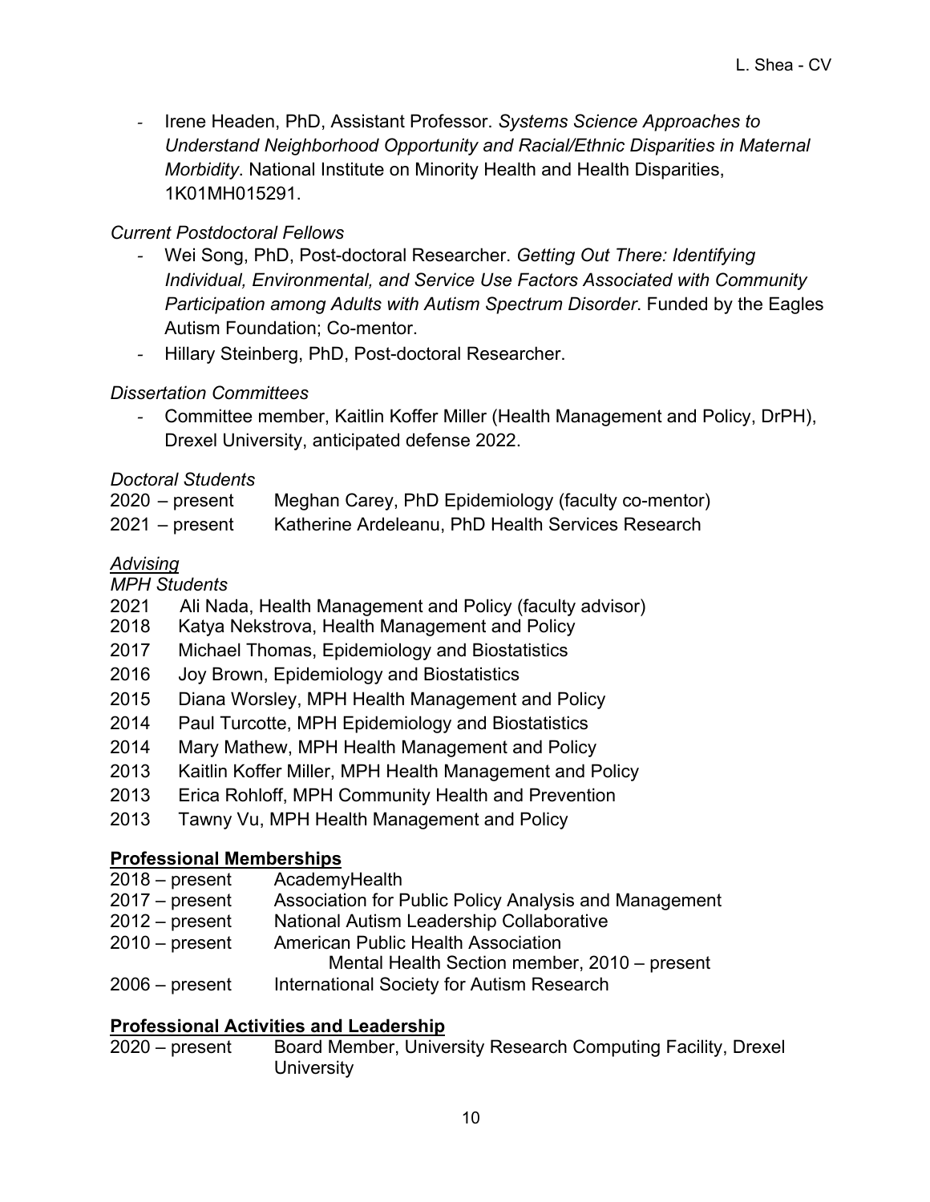- Irene Headen, PhD, Assistant Professor. *Systems Science Approaches to Understand Neighborhood Opportunity and Racial/Ethnic Disparities in Maternal Morbidity*. National Institute on Minority Health and Health Disparities, 1K01MH015291.

*Current Postdoctoral Fellows*

- Wei Song, PhD, Post-doctoral Researcher. *Getting Out There: Identifying Individual, Environmental, and Service Use Factors Associated with Community Participation among Adults with Autism Spectrum Disorder*. Funded by the Eagles Autism Foundation; Co-mentor.
- Hillary Steinberg, PhD, Post-doctoral Researcher.

*Dissertation Committees*

- Committee member, Kaitlin Koffer Miller (Health Management and Policy, DrPH), Drexel University, anticipated defense 2022.

*Doctoral Students*

2020 – present Meghan Carey, PhD Epidemiology (faculty co-mentor)
2021 – present Katherine Ardeleanu, PhD Health Services Research

*<u>Advising</u>*

*MPH Students*

2021 Ali Nada, Health Management and Policy (faculty advisor)
2018 Katya Nekstrova, Health Management and Policy
2017 Michael Thomas, Epidemiology and Biostatistics
2016 Joy Brown, Epidemiology and Biostatistics
2015 Diana Worsley, MPH Health Management and Policy
2014 Paul Turcotte, MPH Epidemiology and Biostatistics
2014 Mary Mathew, MPH Health Management and Policy
2013 Kaitlin Koffer Miller, MPH Health Management and Policy
2013 Erica Rohloff, MPH Community Health and Prevention
2013 Tawny Vu, MPH Health Management and Policy

## Professional Memberships

2018 – present AcademyHealth
2017 – present Association for Public Policy Analysis and Management
2012 – present National Autism Leadership Collaborative
2010 – present American Public Health Association
  Mental Health Section member, 2010 – present
2006 – present International Society for Autism Research

## Professional Activities and Leadership

2020 – present Board Member, University Research Computing Facility, Drexel University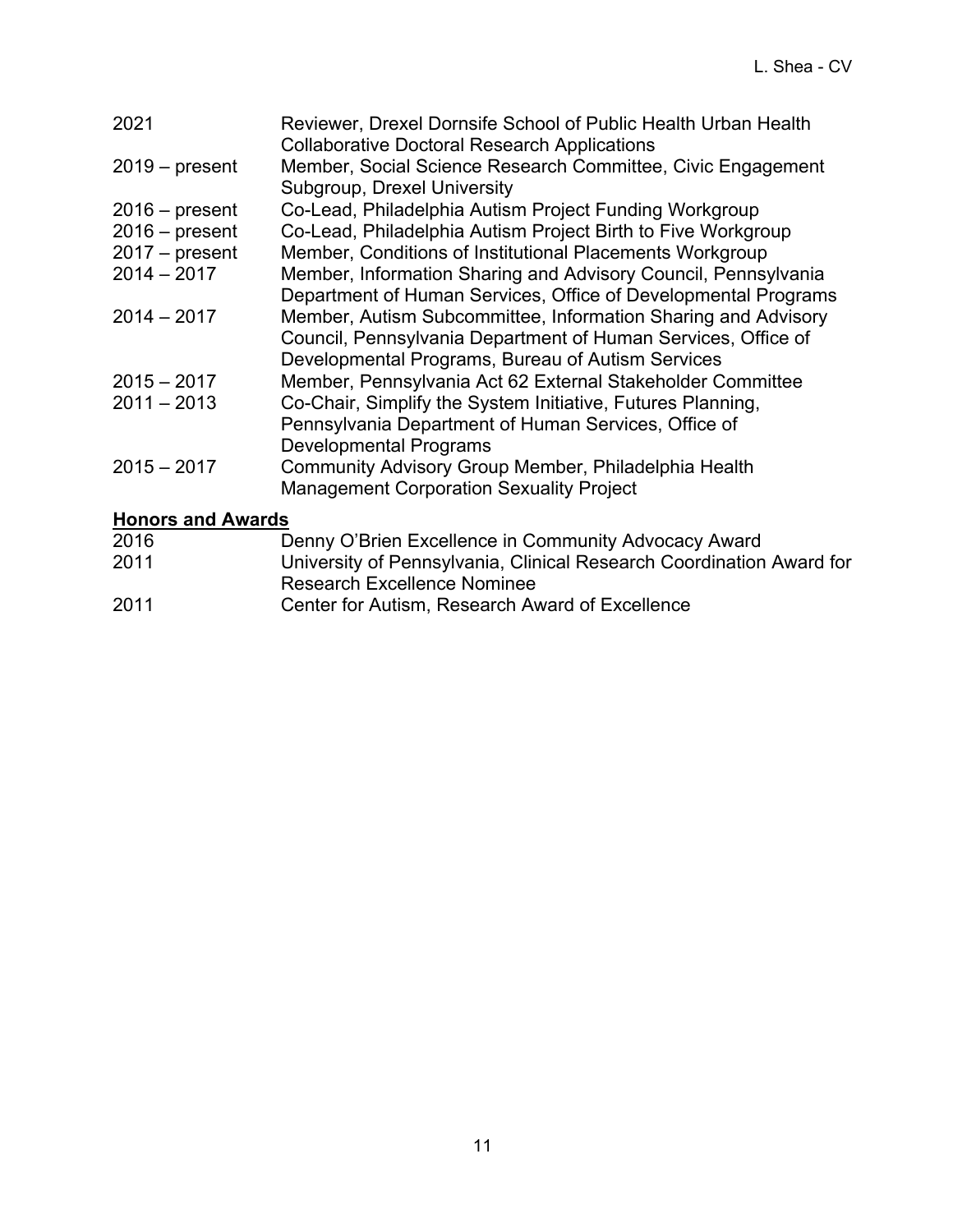| | |
|---|---|
| 2021 | Reviewer, Drexel Dornsife School of Public Health Urban Health Collaborative Doctoral Research Applications |
| 2019 – present | Member, Social Science Research Committee, Civic Engagement Subgroup, Drexel University |
| 2016 – present | Co-Lead, Philadelphia Autism Project Funding Workgroup |
| 2016 – present | Co-Lead, Philadelphia Autism Project Birth to Five Workgroup |
| 2017 – present | Member, Conditions of Institutional Placements Workgroup |
| 2014 – 2017 | Member, Information Sharing and Advisory Council, Pennsylvania Department of Human Services, Office of Developmental Programs |
| 2014 – 2017 | Member, Autism Subcommittee, Information Sharing and Advisory Council, Pennsylvania Department of Human Services, Office of Developmental Programs, Bureau of Autism Services |
| 2015 – 2017 | Member, Pennsylvania Act 62 External Stakeholder Committee |
| 2011 – 2013 | Co-Chair, Simplify the System Initiative, Futures Planning, Pennsylvania Department of Human Services, Office of Developmental Programs |
| 2015 – 2017 | Community Advisory Group Member, Philadelphia Health Management Corporation Sexuality Project |

## Honors and Awards

| | |
|---|---|
| 2016 | Denny O'Brien Excellence in Community Advocacy Award |
| 2011 | University of Pennsylvania, Clinical Research Coordination Award for Research Excellence Nominee |
| 2011 | Center for Autism, Research Award of Excellence |